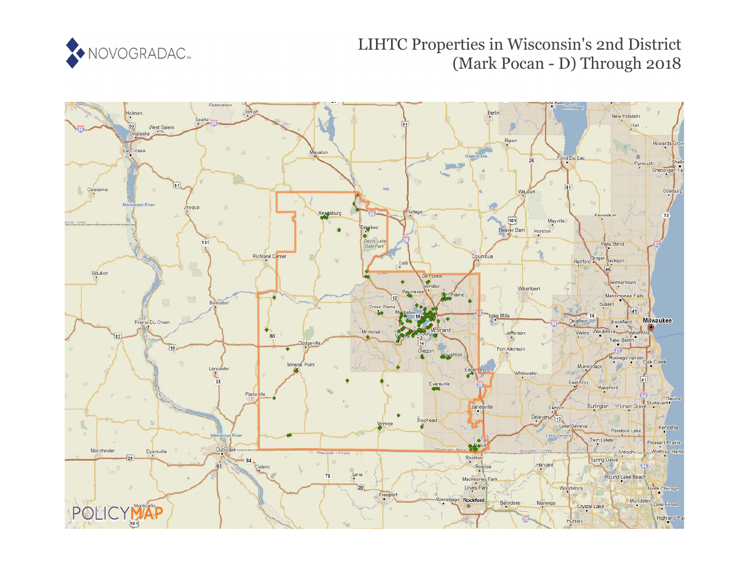# LIHTC Properties in Wisconsin's 2nd District (Mark Pocan - D) Through 2018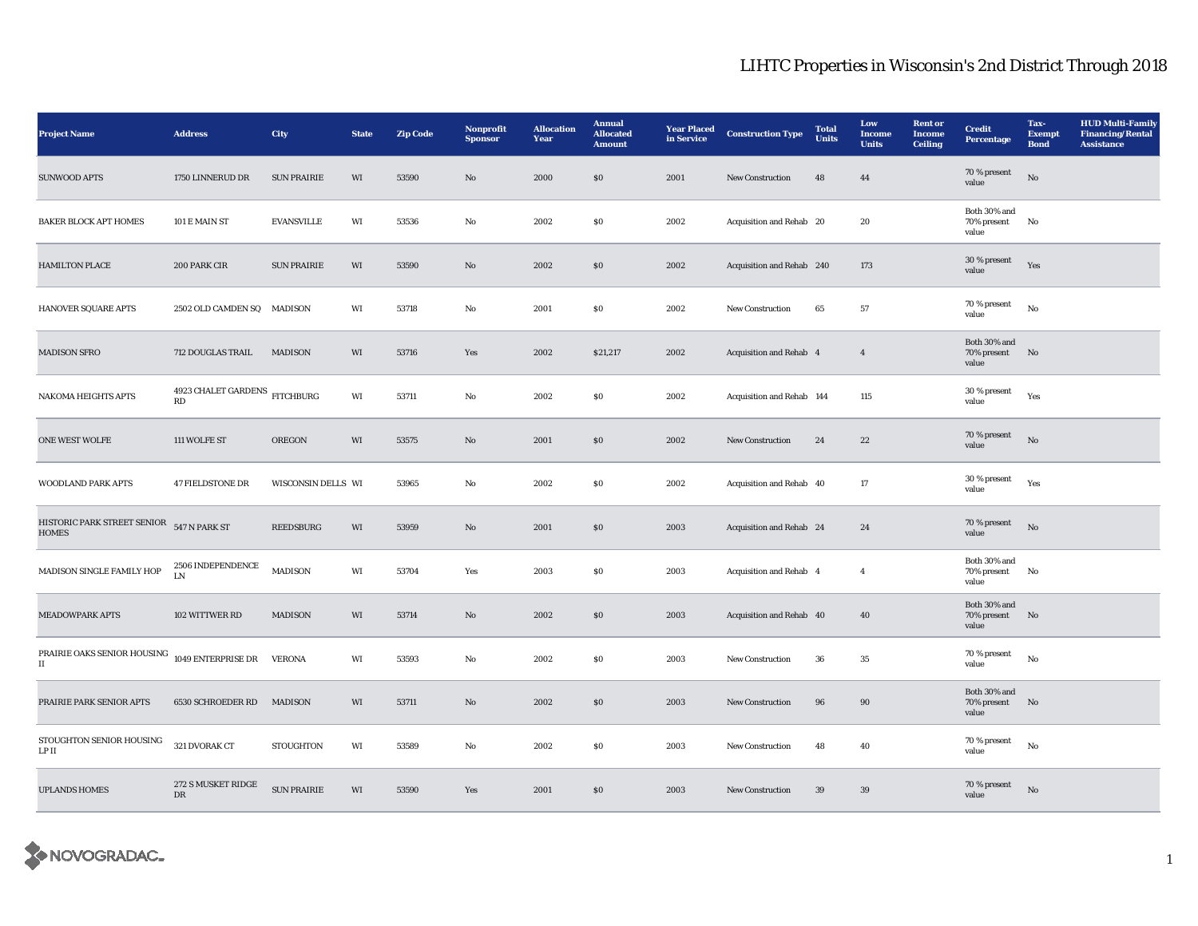# LIHTC Properties in Wisconsin's 2nd District Through 2018

| Project Name | Address | City | State | Zip Code | Nonprofit Sponsor | Allocation Year | Annual Allocated Amount | Year Placed in Service | Construction Type | Total Units | Low Income Units | Rent or Income Ceiling | Credit Percentage | Tax-Exempt Bond | HUD Multi-Family Financing/Rental Assistance |
|---|---|---|---|---|---|---|---|---|---|---|---|---|---|---|---|
| SUNWOOD APTS | 1750 LINNERUD DR | SUN PRAIRIE | WI | 53590 | No | 2000 | $0 | 2001 | New Construction | 48 | 44 | | 70 % present value | No | |
| BAKER BLOCK APT HOMES | 101 E MAIN ST | EVANSVILLE | WI | 53536 | No | 2002 | $0 | 2002 | Acquisition and Rehab | 20 | 20 | | Both 30% and 70% present value | No | |
| HAMILTON PLACE | 200 PARK CIR | SUN PRAIRIE | WI | 53590 | No | 2002 | $0 | 2002 | Acquisition and Rehab | 240 | 173 | | 30 % present value | Yes | |
| HANOVER SQUARE APTS | 2502 OLD CAMDEN SQ | MADISON | WI | 53718 | No | 2001 | $0 | 2002 | New Construction | 65 | 57 | | 70 % present value | No | |
| MADISON SFRO | 712 DOUGLAS TRAIL | MADISON | WI | 53716 | Yes | 2002 | $21,217 | 2002 | Acquisition and Rehab | 4 | 4 | | Both 30% and 70% present value | No | |
| NAKOMA HEIGHTS APTS | 4923 CHALET GARDENS RD | FITCHBURG | WI | 53711 | No | 2002 | $0 | 2002 | Acquisition and Rehab | 144 | 115 | | 30 % present value | Yes | |
| ONE WEST WOLFE | 111 WOLFE ST | OREGON | WI | 53575 | No | 2001 | $0 | 2002 | New Construction | 24 | 22 | | 70 % present value | No | |
| WOODLAND PARK APTS | 47 FIELDSTONE DR | WISCONSIN DELLS | WI | 53965 | No | 2002 | $0 | 2002 | Acquisition and Rehab | 40 | 17 | | 30 % present value | Yes | |
| HISTORIC PARK STREET SENIOR HOMES | 547 N PARK ST | REEDSBURG | WI | 53959 | No | 2001 | $0 | 2003 | Acquisition and Rehab | 24 | 24 | | 70 % present value | No | |
| MADISON SINGLE FAMILY HOP | 2506 INDEPENDENCE LN | MADISON | WI | 53704 | Yes | 2003 | $0 | 2003 | Acquisition and Rehab | 4 | 4 | | Both 30% and 70% present value | No | |
| MEADOWPARK APTS | 102 WITTWER RD | MADISON | WI | 53714 | No | 2002 | $0 | 2003 | Acquisition and Rehab | 40 | 40 | | Both 30% and 70% present value | No | |
| PRAIRIE OAKS SENIOR HOUSING II | 1049 ENTERPRISE DR | VERONA | WI | 53593 | No | 2002 | $0 | 2003 | New Construction | 36 | 35 | | 70 % present value | No | |
| PRAIRIE PARK SENIOR APTS | 6530 SCHROEDER RD | MADISON | WI | 53711 | No | 2002 | $0 | 2003 | New Construction | 96 | 90 | | Both 30% and 70% present value | No | |
| STOUGHTON SENIOR HOUSING LP II | 321 DVORAK CT | STOUGHTON | WI | 53589 | No | 2002 | $0 | 2003 | New Construction | 48 | 40 | | 70 % present value | No | |
| UPLANDS HOMES | 272 S MUSKET RIDGE DR | SUN PRAIRIE | WI | 53590 | Yes | 2001 | $0 | 2003 | New Construction | 39 | 39 | | 70 % present value | No | |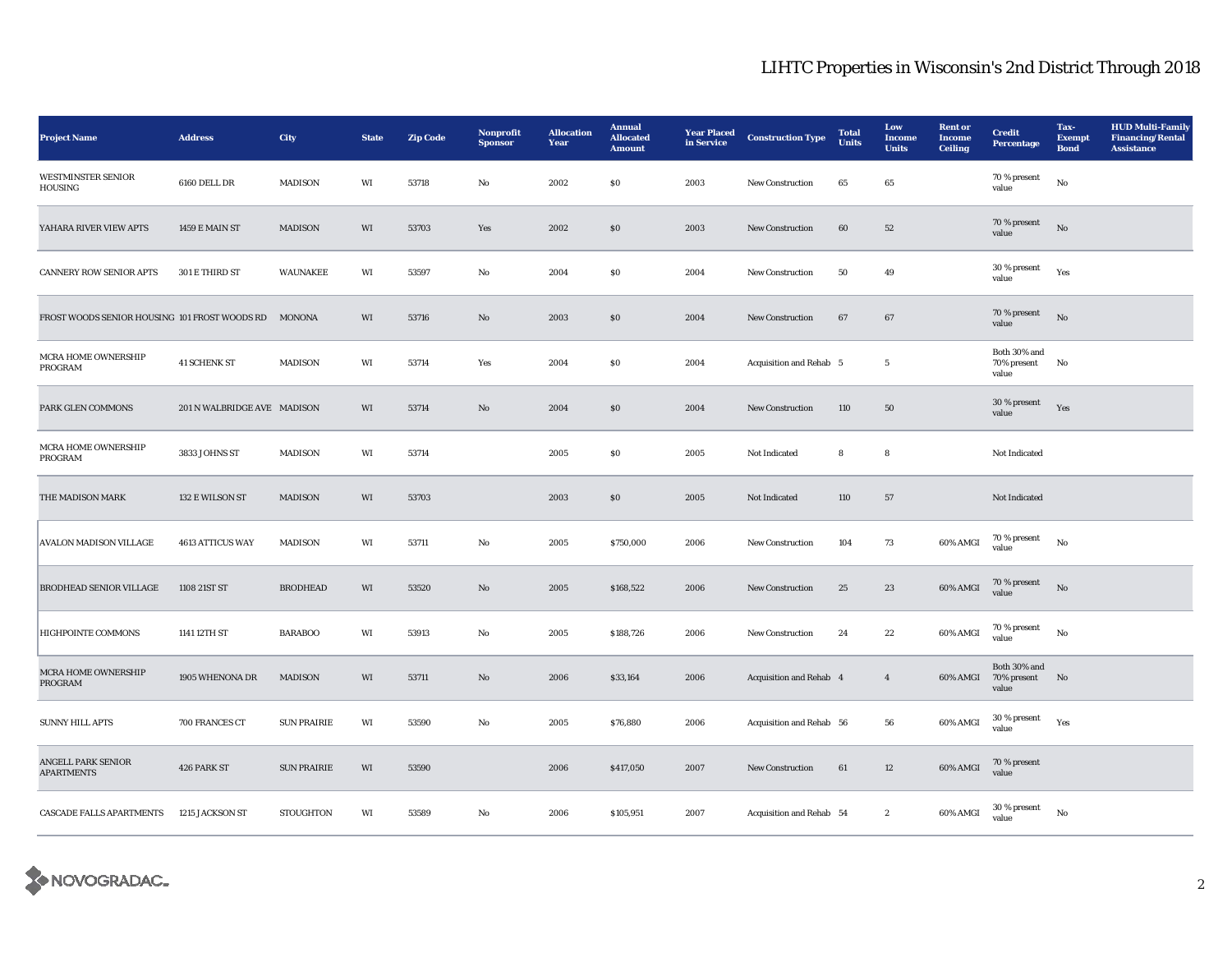# LIHTC Properties in Wisconsin's 2nd District Through 2018

| Project Name | Address | City | State | Zip Code | Nonprofit Sponsor | Allocation Year | Annual Allocated Amount | Year Placed in Service | Construction Type | Total Units | Low Income Units | Rent or Income Ceiling | Credit Percentage | Tax-Exempt Bond | HUD Multi-Family Financing/Rental Assistance |
|---|---|---|---|---|---|---|---|---|---|---|---|---|---|---|---|
| WESTMINSTER SENIOR HOUSING | 6160 DELL DR | MADISON | WI | 53718 | No | 2002 | $0 | 2003 | New Construction | 65 | 65 | | 70 % present value | No | |
| YAHARA RIVER VIEW APTS | 1459 E MAIN ST | MADISON | WI | 53703 | Yes | 2002 | $0 | 2003 | New Construction | 60 | 52 | | 70 % present value | No | |
| CANNERY ROW SENIOR APTS | 301 E THIRD ST | WAUNAKEE | WI | 53597 | No | 2004 | $0 | 2004 | New Construction | 50 | 49 | | 30 % present value | Yes | |
| FROST WOODS SENIOR HOUSING | 101 FROST WOODS RD | MONONA | WI | 53716 | No | 2003 | $0 | 2004 | New Construction | 67 | 67 | | 70 % present value | No | |
| MCRA HOME OWNERSHIP PROGRAM | 41 SCHENK ST | MADISON | WI | 53714 | Yes | 2004 | $0 | 2004 | Acquisition and Rehab | 5 | 5 | | Both 30% and 70% present value | No | |
| PARK GLEN COMMONS | 201 N WALBRIDGE AVE | MADISON | WI | 53714 | No | 2004 | $0 | 2004 | New Construction | 110 | 50 | | 30 % present value | Yes | |
| MCRA HOME OWNERSHIP PROGRAM | 3833 JOHNS ST | MADISON | WI | 53714 | | 2005 | $0 | 2005 | Not Indicated | 8 | 8 | | Not Indicated | | |
| THE MADISON MARK | 132 E WILSON ST | MADISON | WI | 53703 | | 2003 | $0 | 2005 | Not Indicated | 110 | 57 | | Not Indicated | | |
| AVALON MADISON VILLAGE | 4613 ATTICUS WAY | MADISON | WI | 53711 | No | 2005 | $750,000 | 2006 | New Construction | 104 | 73 | 60% AMGI | 70 % present value | No | |
| BRODHEAD SENIOR VILLAGE | 1108 21ST ST | BRODHEAD | WI | 53520 | No | 2005 | $168,522 | 2006 | New Construction | 25 | 23 | 60% AMGI | 70 % present value | No | |
| HIGHPOINTE COMMONS | 1141 12TH ST | BARABOO | WI | 53913 | No | 2005 | $188,726 | 2006 | New Construction | 24 | 22 | 60% AMGI | 70 % present value | No | |
| MCRA HOME OWNERSHIP PROGRAM | 1905 WHENONA DR | MADISON | WI | 53711 | No | 2006 | $33,164 | 2006 | Acquisition and Rehab | 4 | 4 | 60% AMGI | Both 30% and 70% present value | No | |
| SUNNY HILL APTS | 700 FRANCES CT | SUN PRAIRIE | WI | 53590 | No | 2005 | $76,880 | 2006 | Acquisition and Rehab | 56 | 56 | 60% AMGI | 30 % present value | Yes | |
| ANGELL PARK SENIOR APARTMENTS | 426 PARK ST | SUN PRAIRIE | WI | 53590 | | 2006 | $417,050 | 2007 | New Construction | 61 | 12 | 60% AMGI | 70 % present value | | |
| CASCADE FALLS APARTMENTS | 1215 JACKSON ST | STOUGHTON | WI | 53589 | No | 2006 | $105,951 | 2007 | Acquisition and Rehab | 54 | 2 | 60% AMGI | 30 % present value | No | |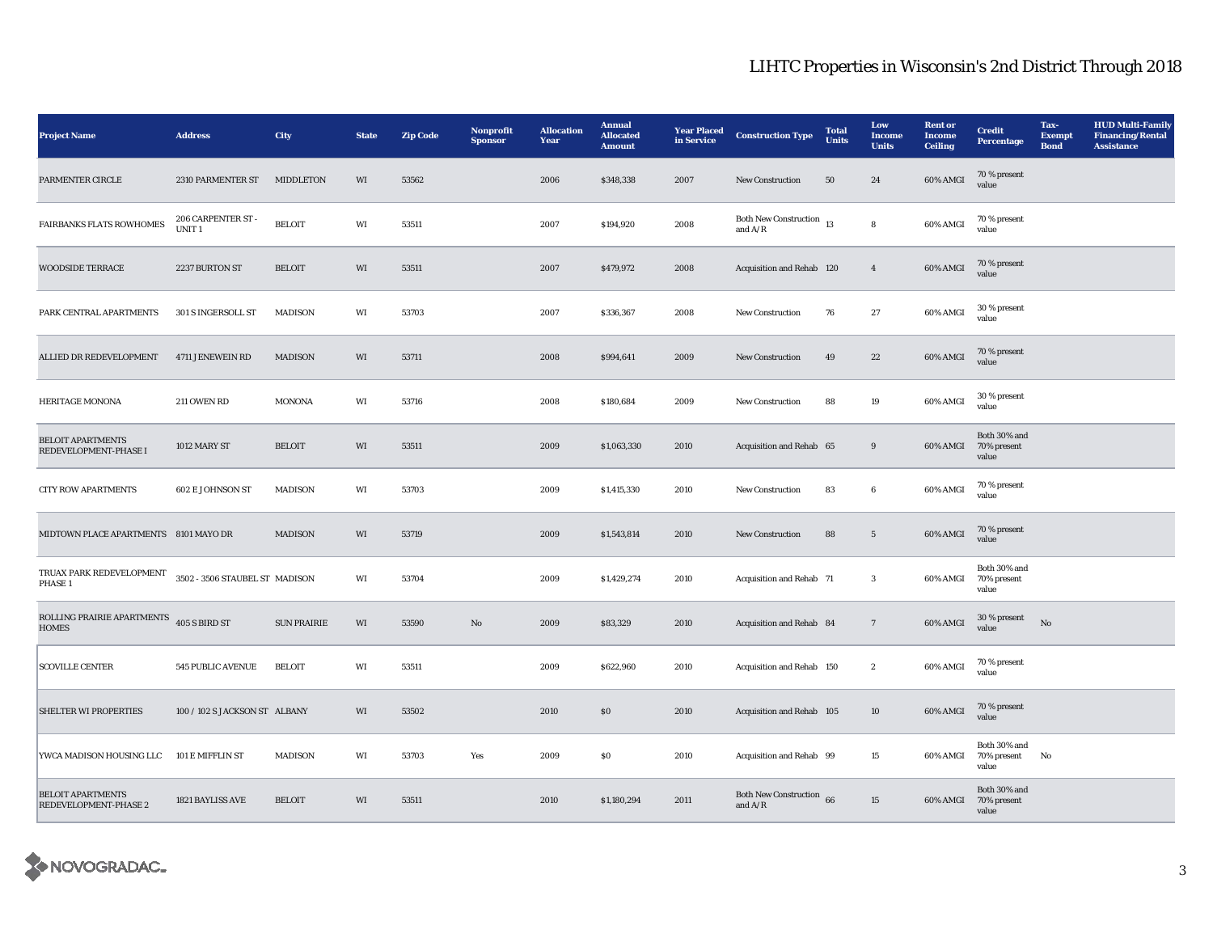## LIHTC Properties in Wisconsin's 2nd District Through 2018

| Project Name | Address | City | State | Zip Code | Nonprofit Sponsor | Allocation Year | Annual Allocated Amount | Year Placed in Service | Construction Type | Total Units | Low Income Units | Rent or Income Ceiling | Credit Percentage | Tax-Exempt Bond | HUD Multi-Family Financing/Rental Assistance |
|---|---|---|---|---|---|---|---|---|---|---|---|---|---|---|---|
| PARMENTER CIRCLE | 2310 PARMENTER ST | MIDDLETON | WI | 53562 | | 2006 | $348,338 | 2007 | New Construction | 50 | 24 | 60% AMGI | 70 % present value | | |
| FAIRBANKS FLATS ROWHOMES | 206 CARPENTER ST - UNIT 1 | BELOIT | WI | 53511 | | 2007 | $194,920 | 2008 | Both New Construction and A/R | 13 | 8 | 60% AMGI | 70 % present value | | |
| WOODSIDE TERRACE | 2237 BURTON ST | BELOIT | WI | 53511 | | 2007 | $479,972 | 2008 | Acquisition and Rehab | 120 | 4 | 60% AMGI | 70 % present value | | |
| PARK CENTRAL APARTMENTS | 301 S INGERSOLL ST | MADISON | WI | 53703 | | 2007 | $336,367 | 2008 | New Construction | 76 | 27 | 60% AMGI | 30 % present value | | |
| ALLIED DR REDEVELOPMENT | 4711 JENEWEIN RD | MADISON | WI | 53711 | | 2008 | $994,641 | 2009 | New Construction | 49 | 22 | 60% AMGI | 70 % present value | | |
| HERITAGE MONONA | 211 OWEN RD | MONONA | WI | 53716 | | 2008 | $180,684 | 2009 | New Construction | 88 | 19 | 60% AMGI | 30 % present value | | |
| BELOIT APARTMENTS REDEVELOPMENT-PHASE I | 1012 MARY ST | BELOIT | WI | 53511 | | 2009 | $1,063,330 | 2010 | Acquisition and Rehab | 65 | 9 | 60% AMGI | Both 30% and 70% present value | | |
| CITY ROW APARTMENTS | 602 E JOHNSON ST | MADISON | WI | 53703 | | 2009 | $1,415,330 | 2010 | New Construction | 83 | 6 | 60% AMGI | 70 % present value | | |
| MIDTOWN PLACE APARTMENTS | 8101 MAYO DR | MADISON | WI | 53719 | | 2009 | $1,543,814 | 2010 | New Construction | 88 | 5 | 60% AMGI | 70 % present value | | |
| TRUAX PARK REDEVELOPMENT PHASE 1 | 3502 - 3506 STAUBEL ST | MADISON | WI | 53704 | | 2009 | $1,429,274 | 2010 | Acquisition and Rehab | 71 | 3 | 60% AMGI | Both 30% and 70% present value | | |
| ROLLING PRAIRIE APARTMENTS HOMES | 405 S BIRD ST | SUN PRAIRIE | WI | 53590 | No | 2009 | $83,329 | 2010 | Acquisition and Rehab | 84 | 7 | 60% AMGI | 30 % present value | No | |
| SCOVILLE CENTER | 545 PUBLIC AVENUE | BELOIT | WI | 53511 | | 2009 | $622,960 | 2010 | Acquisition and Rehab | 150 | 2 | 60% AMGI | 70 % present value | | |
| SHELTER WI PROPERTIES | 100 / 102 S JACKSON ST | ALBANY | WI | 53502 | | 2010 | $0 | 2010 | Acquisition and Rehab | 105 | 10 | 60% AMGI | 70 % present value | | |
| YWCA MADISON HOUSING LLC | 101 E MIFFLIN ST | MADISON | WI | 53703 | Yes | 2009 | $0 | 2010 | Acquisition and Rehab | 99 | 15 | 60% AMGI | Both 30% and 70% present value | No | |
| BELOIT APARTMENTS REDEVELOPMENT-PHASE 2 | 1821 BAYLISS AVE | BELOIT | WI | 53511 | | 2010 | $1,180,294 | 2011 | Both New Construction and A/R | 66 | 15 | 60% AMGI | Both 30% and 70% present value | | |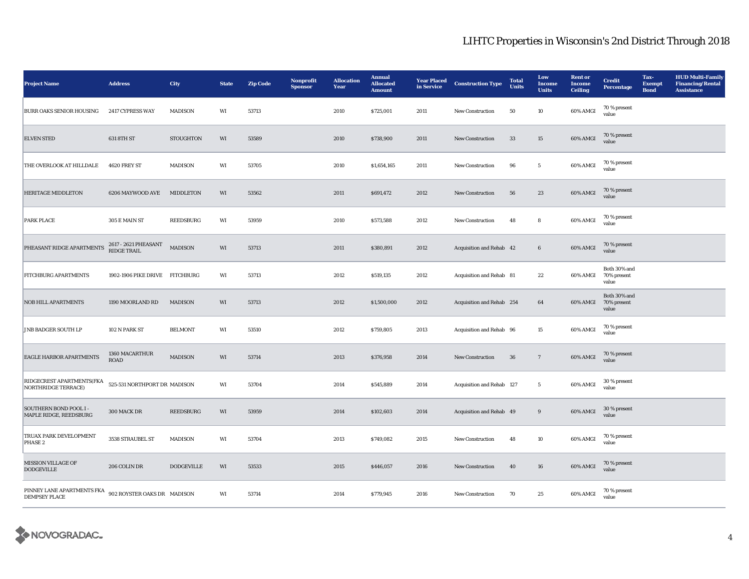# LIHTC Properties in Wisconsin's 2nd District Through 2018

| Project Name | Address | City | State | Zip Code | Nonprofit Sponsor | Allocation Year | Annual Allocated Amount | Year Placed in Service | Construction Type | Total Units | Low Income Units | Rent or Income Ceiling | Credit Percentage | Tax-Exempt Bond | HUD Multi-Family Financing/Rental Assistance |
|---|---|---|---|---|---|---|---|---|---|---|---|---|---|---|---|
| BURR OAKS SENIOR HOUSING | 2417 CYPRESS WAY | MADISON | WI | 53713 | | 2010 | $725,001 | 2011 | New Construction | 50 | 10 | 60% AMGI | 70 % present value | | |
| ELVEN STED | 631 8TH ST | STOUGHTON | WI | 53589 | | 2010 | $738,900 | 2011 | New Construction | 33 | 15 | 60% AMGI | 70 % present value | | |
| THE OVERLOOK AT HILLDALE | 4620 FREY ST | MADISON | WI | 53705 | | 2010 | $1,654,165 | 2011 | New Construction | 96 | 5 | 60% AMGI | 70 % present value | | |
| HERITAGE MIDDLETON | 6206 MAYWOOD AVE | MIDDLETON | WI | 53562 | | 2011 | $691,472 | 2012 | New Construction | 56 | 23 | 60% AMGI | 70 % present value | | |
| PARK PLACE | 305 E MAIN ST | REEDSBURG | WI | 53959 | | 2010 | $573,588 | 2012 | New Construction | 48 | 8 | 60% AMGI | 70 % present value | | |
| PHEASANT RIDGE APARTMENTS | 2617 - 2621 PHEASANT RIDGE TRAIL | MADISON | WI | 53713 | | 2011 | $380,891 | 2012 | Acquisition and Rehab | 42 | 6 | 60% AMGI | 70 % present value | | |
| FITCHBURG APARTMENTS | 1902-1906 PIKE DRIVE | FITCHBURG | WI | 53713 | | 2012 | $519,135 | 2012 | Acquisition and Rehab | 81 | 22 | 60% AMGI | Both 30% and 70% present value | | |
| NOB HILL APARTMENTS | 1190 MOORLAND RD | MADISON | WI | 53713 | | 2012 | $1,500,000 | 2012 | Acquisition and Rehab | 254 | 64 | 60% AMGI | Both 30% and 70% present value | | |
| JNB BADGER SOUTH LP | 102 N PARK ST | BELMONT | WI | 53510 | | 2012 | $759,805 | 2013 | Acquisition and Rehab | 96 | 15 | 60% AMGI | 70 % present value | | |
| EAGLE HARBOR APARTMENTS | 1360 MACARTHUR ROAD | MADISON | WI | 53714 | | 2013 | $376,958 | 2014 | New Construction | 36 | 7 | 60% AMGI | 70 % present value | | |
| RIDGECREST APARTMENTS(FKA NORTHRIDGE TERRACE) | 525-531 NORTHPORT DR | MADISON | WI | 53704 | | 2014 | $545,889 | 2014 | Acquisition and Rehab | 127 | 5 | 60% AMGI | 30 % present value | | |
| SOUTHERN BOND POOL I - MAPLE RIDGE, REEDSBURG | 300 MACK DR | REEDSBURG | WI | 53959 | | 2014 | $102,603 | 2014 | Acquisition and Rehab | 49 | 9 | 60% AMGI | 30 % present value | | |
| TRUAX PARK DEVELOPMENT PHASE 2 | 3538 STRAUBEL ST | MADISON | WI | 53704 | | 2013 | $749,082 | 2015 | New Construction | 48 | 10 | 60% AMGI | 70 % present value | | |
| MISSION VILLAGE OF DODGEVILLE | 206 COLIN DR | DODGEVILLE | WI | 53533 | | 2015 | $446,057 | 2016 | New Construction | 40 | 16 | 60% AMGI | 70 % present value | | |
| PINNEY LANE APARTMENTS FKA DEMPSEY PLACE | 902 ROYSTER OAKS DR | MADISON | WI | 53714 | | 2014 | $779,945 | 2016 | New Construction | 70 | 25 | 60% AMGI | 70 % present value | | |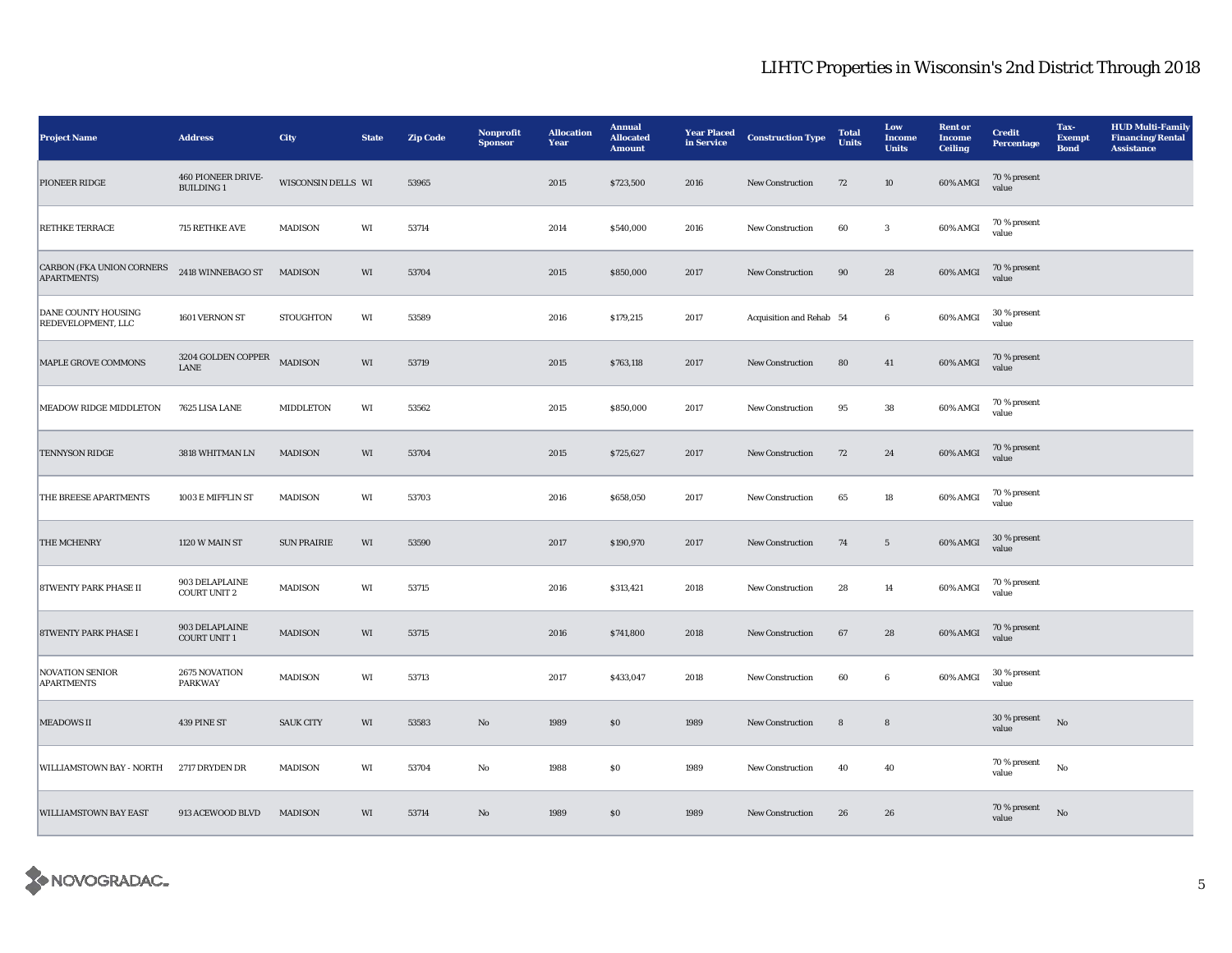# LIHTC Properties in Wisconsin's 2nd District Through 2018

| Project Name | Address | City | State | Zip Code | Nonprofit Sponsor | Allocation Year | Annual Allocated Amount | Year Placed in Service | Construction Type | Total Units | Low Income Units | Rent or Income Ceiling | Credit Percentage | Tax-Exempt Bond | HUD Multi-Family Financing/Rental Assistance |
|---|---|---|---|---|---|---|---|---|---|---|---|---|---|---|---|
| PIONEER RIDGE | 460 PIONEER DRIVE-BUILDING 1 | WISCONSIN DELLS | WI | 53965 | | 2015 | $723,500 | 2016 | New Construction | 72 | 10 | 60% AMGI | 70 % present value | | |
| RETHKE TERRACE | 715 RETHKE AVE | MADISON | WI | 53714 | | 2014 | $540,000 | 2016 | New Construction | 60 | 3 | 60% AMGI | 70 % present value | | |
| CARBON (FKA UNION CORNERS APARTMENTS) | 2418 WINNEBAGO ST | MADISON | WI | 53704 | | 2015 | $850,000 | 2017 | New Construction | 90 | 28 | 60% AMGI | 70 % present value | | |
| DANE COUNTY HOUSING REDEVELOPMENT, LLC | 1601 VERNON ST | STOUGHTON | WI | 53589 | | 2016 | $179,215 | 2017 | Acquisition and Rehab | 54 | 6 | 60% AMGI | 30 % present value | | |
| MAPLE GROVE COMMONS | 3204 GOLDEN COPPER LANE | MADISON | WI | 53719 | | 2015 | $763,118 | 2017 | New Construction | 80 | 41 | 60% AMGI | 70 % present value | | |
| MEADOW RIDGE MIDDLETON | 7625 LISA LANE | MIDDLETON | WI | 53562 | | 2015 | $850,000 | 2017 | New Construction | 95 | 38 | 60% AMGI | 70 % present value | | |
| TENNYSON RIDGE | 3818 WHITMAN LN | MADISON | WI | 53704 | | 2015 | $725,627 | 2017 | New Construction | 72 | 24 | 60% AMGI | 70 % present value | | |
| THE BREESE APARTMENTS | 1003 E MIFFLIN ST | MADISON | WI | 53703 | | 2016 | $658,050 | 2017 | New Construction | 65 | 18 | 60% AMGI | 70 % present value | | |
| THE MCHENRY | 1120 W MAIN ST | SUN PRAIRIE | WI | 53590 | | 2017 | $190,970 | 2017 | New Construction | 74 | 5 | 60% AMGI | 30 % present value | | |
| 8TWENTY PARK PHASE II | 903 DELAPLAINE COURT UNIT 2 | MADISON | WI | 53715 | | 2016 | $313,421 | 2018 | New Construction | 28 | 14 | 60% AMGI | 70 % present value | | |
| 8TWENTY PARK PHASE I | 903 DELAPLAINE COURT UNIT 1 | MADISON | WI | 53715 | | 2016 | $741,800 | 2018 | New Construction | 67 | 28 | 60% AMGI | 70 % present value | | |
| NOVATION SENIOR APARTMENTS | 2675 NOVATION PARKWAY | MADISON | WI | 53713 | | 2017 | $433,047 | 2018 | New Construction | 60 | 6 | 60% AMGI | 30 % present value | | |
| MEADOWS II | 439 PINE ST | SAUK CITY | WI | 53583 | No | 1989 | $0 | 1989 | New Construction | 8 | 8 | | 30 % present value | No | |
| WILLIAMSTOWN BAY - NORTH | 2717 DRYDEN DR | MADISON | WI | 53704 | No | 1988 | $0 | 1989 | New Construction | 40 | 40 | | 70 % present value | No | |
| WILLIAMSTOWN BAY EAST | 913 ACEWOOD BLVD | MADISON | WI | 53714 | No | 1989 | $0 | 1989 | New Construction | 26 | 26 | | 70 % present value | No | |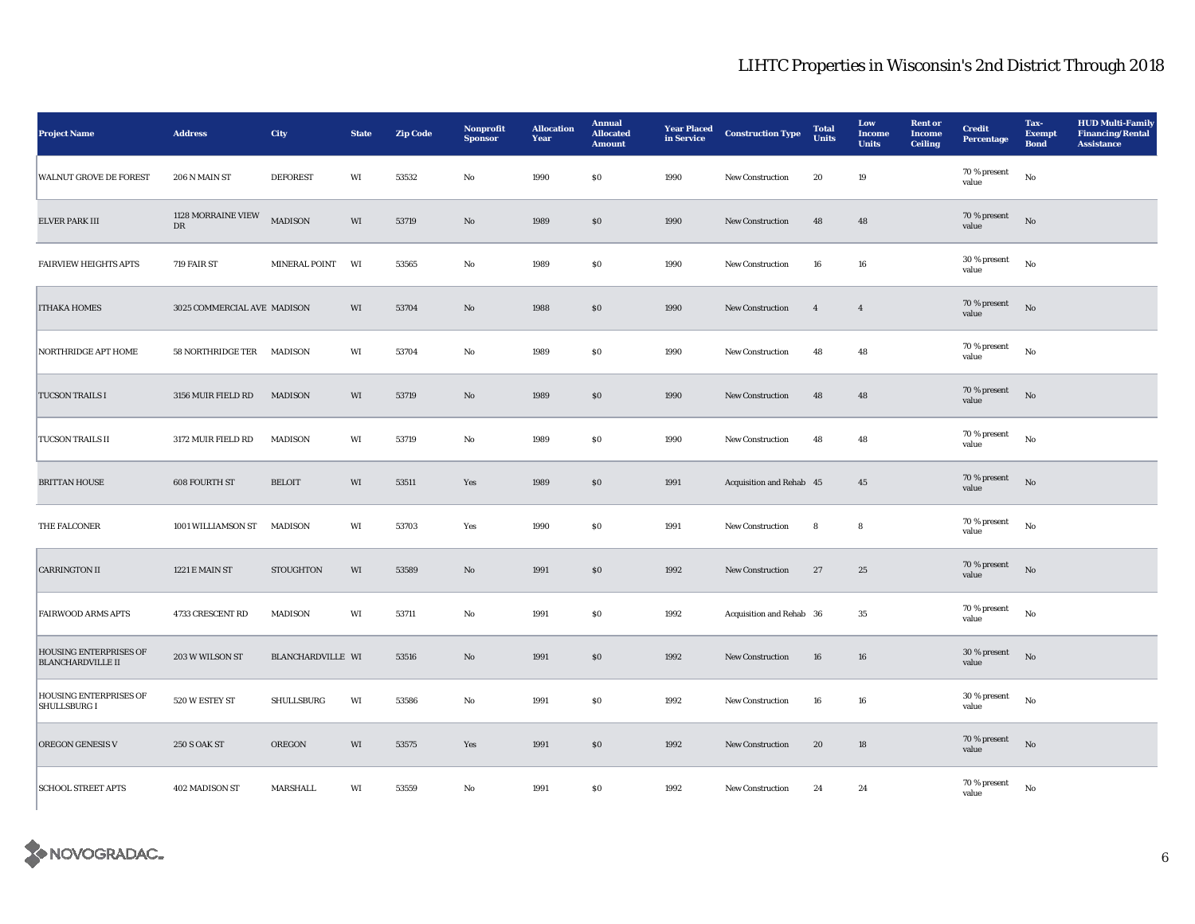# LIHTC Properties in Wisconsin's 2nd District Through 2018

| Project Name | Address | City | State | Zip Code | Nonprofit Sponsor | Allocation Year | Annual Allocated Amount | Year Placed in Service | Construction Type | Total Units | Low Income Units | Rent or Income Ceiling | Credit Percentage | Tax-Exempt Bond | HUD Multi-Family Financing/Rental Assistance |
|---|---|---|---|---|---|---|---|---|---|---|---|---|---|---|---|
| WALNUT GROVE DE FOREST | 206 N MAIN ST | DEFOREST | WI | 53532 | No | 1990 | $0 | 1990 | New Construction | 20 | 19 | | 70 % present value | No | |
| ELVER PARK III | 1128 MORRAINE VIEW DR | MADISON | WI | 53719 | No | 1989 | $0 | 1990 | New Construction | 48 | 48 | | 70 % present value | No | |
| FAIRVIEW HEIGHTS APTS | 719 FAIR ST | MINERAL POINT | WI | 53565 | No | 1989 | $0 | 1990 | New Construction | 16 | 16 | | 30 % present value | No | |
| ITHAKA HOMES | 3025 COMMERCIAL AVE | MADISON | WI | 53704 | No | 1988 | $0 | 1990 | New Construction | 4 | 4 | | 70 % present value | No | |
| NORTHRIDGE APT HOME | 58 NORTHRIDGE TER | MADISON | WI | 53704 | No | 1989 | $0 | 1990 | New Construction | 48 | 48 | | 70 % present value | No | |
| TUCSON TRAILS I | 3156 MUIR FIELD RD | MADISON | WI | 53719 | No | 1989 | $0 | 1990 | New Construction | 48 | 48 | | 70 % present value | No | |
| TUCSON TRAILS II | 3172 MUIR FIELD RD | MADISON | WI | 53719 | No | 1989 | $0 | 1990 | New Construction | 48 | 48 | | 70 % present value | No | |
| BRITTAN HOUSE | 608 FOURTH ST | BELOIT | WI | 53511 | Yes | 1989 | $0 | 1991 | Acquisition and Rehab | 45 | 45 | | 70 % present value | No | |
| THE FALCONER | 1001 WILLIAMSON ST | MADISON | WI | 53703 | Yes | 1990 | $0 | 1991 | New Construction | 8 | 8 | | 70 % present value | No | |
| CARRINGTON II | 1221 E MAIN ST | STOUGHTON | WI | 53589 | No | 1991 | $0 | 1992 | New Construction | 27 | 25 | | 70 % present value | No | |
| FAIRWOOD ARMS APTS | 4733 CRESCENT RD | MADISON | WI | 53711 | No | 1991 | $0 | 1992 | Acquisition and Rehab | 36 | 35 | | 70 % present value | No | |
| HOUSING ENTERPRISES OF BLANCHARDVILLE II | 203 W WILSON ST | BLANCHARDVILLE | WI | 53516 | No | 1991 | $0 | 1992 | New Construction | 16 | 16 | | 30 % present value | No | |
| HOUSING ENTERPRISES OF SHULLSBURG I | 520 W ESTEY ST | SHULLSBURG | WI | 53586 | No | 1991 | $0 | 1992 | New Construction | 16 | 16 | | 30 % present value | No | |
| OREGON GENESIS V | 250 S OAK ST | OREGON | WI | 53575 | Yes | 1991 | $0 | 1992 | New Construction | 20 | 18 | | 70 % present value | No | |
| SCHOOL STREET APTS | 402 MADISON ST | MARSHALL | WI | 53559 | No | 1991 | $0 | 1992 | New Construction | 24 | 24 | | 70 % present value | No | |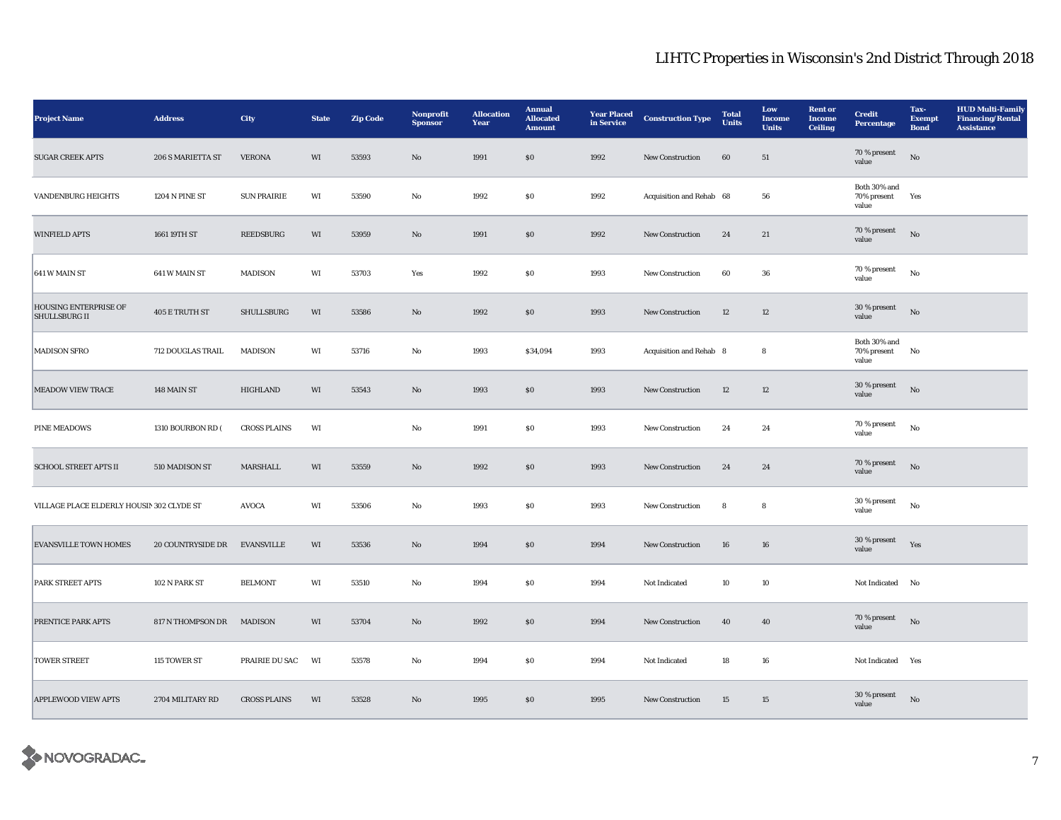# LIHTC Properties in Wisconsin's 2nd District Through 2018

| Project Name | Address | City | State | Zip Code | Nonprofit Sponsor | Allocation Year | Annual Allocated Amount | Year Placed in Service | Construction Type | Total Units | Low Income Units | Rent or Income Ceiling | Credit Percentage | Tax-Exempt Bond | HUD Multi-Family Financing/Rental Assistance |
|---|---|---|---|---|---|---|---|---|---|---|---|---|---|---|---|
| SUGAR CREEK APTS | 206 S MARIETTA ST | VERONA | WI | 53593 | No | 1991 | $0 | 1992 | New Construction | 60 | 51 | | 70 % present value | No | |
| VANDENBURG HEIGHTS | 1204 N PINE ST | SUN PRAIRIE | WI | 53590 | No | 1992 | $0 | 1992 | Acquisition and Rehab | 68 | 56 | | Both 30% and 70% present value | Yes | |
| WINFIELD APTS | 1661 19TH ST | REEDSBURG | WI | 53959 | No | 1991 | $0 | 1992 | New Construction | 24 | 21 | | 70 % present value | No | |
| 641 W MAIN ST | 641 W MAIN ST | MADISON | WI | 53703 | Yes | 1992 | $0 | 1993 | New Construction | 60 | 36 | | 70 % present value | No | |
| HOUSING ENTERPRISE OF SHULLSBURG II | 405 E TRUTH ST | SHULLSBURG | WI | 53586 | No | 1992 | $0 | 1993 | New Construction | 12 | 12 | | 30 % present value | No | |
| MADISON SFRO | 712 DOUGLAS TRAIL | MADISON | WI | 53716 | No | 1993 | $34,094 | 1993 | Acquisition and Rehab | 8 | 8 | | Both 30% and 70% present value | No | |
| MEADOW VIEW TRACE | 148 MAIN ST | HIGHLAND | WI | 53543 | No | 1993 | $0 | 1993 | New Construction | 12 | 12 | | 30 % present value | No | |
| PINE MEADOWS | 1310 BOURBON RD ( | CROSS PLAINS | WI | | No | 1991 | $0 | 1993 | New Construction | 24 | 24 | | 70 % present value | No | |
| SCHOOL STREET APTS II | 510 MADISON ST | MARSHALL | WI | 53559 | No | 1992 | $0 | 1993 | New Construction | 24 | 24 | | 70 % present value | No | |
| VILLAGE PLACE ELDERLY HOUSIN | 302 CLYDE ST | AVOCA | WI | 53506 | No | 1993 | $0 | 1993 | New Construction | 8 | 8 | | 30 % present value | No | |
| EVANSVILLE TOWN HOMES | 20 COUNTRYSIDE DR | EVANSVILLE | WI | 53536 | No | 1994 | $0 | 1994 | New Construction | 16 | 16 | | 30 % present value | Yes | |
| PARK STREET APTS | 102 N PARK ST | BELMONT | WI | 53510 | No | 1994 | $0 | 1994 | Not Indicated | 10 | 10 | | Not Indicated | No | |
| PRENTICE PARK APTS | 817 N THOMPSON DR | MADISON | WI | 53704 | No | 1992 | $0 | 1994 | New Construction | 40 | 40 | | 70 % present value | No | |
| TOWER STREET | 115 TOWER ST | PRAIRIE DU SAC | WI | 53578 | No | 1994 | $0 | 1994 | Not Indicated | 18 | 16 | | Not Indicated | Yes | |
| APPLEWOOD VIEW APTS | 2704 MILITARY RD | CROSS PLAINS | WI | 53528 | No | 1995 | $0 | 1995 | New Construction | 15 | 15 | | 30 % present value | No | |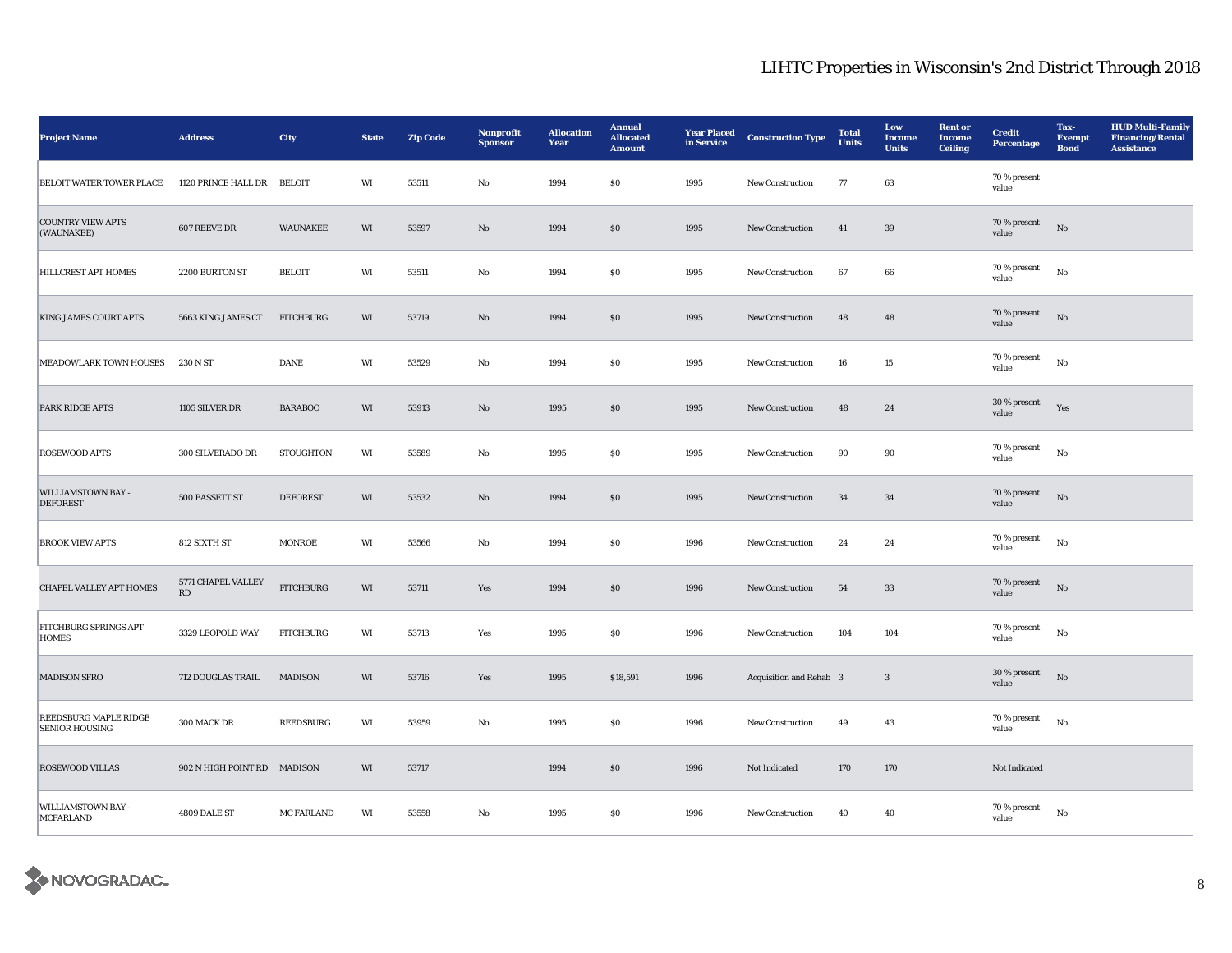# LIHTC Properties in Wisconsin's 2nd District Through 2018

| Project Name | Address | City | State | Zip Code | Nonprofit Sponsor | Allocation Year | Annual Allocated Amount | Year Placed in Service | Construction Type | Total Units | Low Income Units | Rent or Income Ceiling | Credit Percentage | Tax-Exempt Bond | HUD Multi-Family Financing/Rental Assistance |
|---|---|---|---|---|---|---|---|---|---|---|---|---|---|---|---|
| BELOIT WATER TOWER PLACE | 1120 PRINCE HALL DR | BELOIT | WI | 53511 | No | 1994 | $0 | 1995 | New Construction | 77 | 63 | | 70 % present value | | |
| COUNTRY VIEW APTS (WAUNAKEE) | 607 REEVE DR | WAUNAKEE | WI | 53597 | No | 1994 | $0 | 1995 | New Construction | 41 | 39 | | 70 % present value | No | |
| HILLCREST APT HOMES | 2200 BURTON ST | BELOIT | WI | 53511 | No | 1994 | $0 | 1995 | New Construction | 67 | 66 | | 70 % present value | No | |
| KING JAMES COURT APTS | 5663 KING JAMES CT | FITCHBURG | WI | 53719 | No | 1994 | $0 | 1995 | New Construction | 48 | 48 | | 70 % present value | No | |
| MEADOWLARK TOWN HOUSES | 230 N ST | DANE | WI | 53529 | No | 1994 | $0 | 1995 | New Construction | 16 | 15 | | 70 % present value | No | |
| PARK RIDGE APTS | 1105 SILVER DR | BARABOO | WI | 53913 | No | 1995 | $0 | 1995 | New Construction | 48 | 24 | | 30 % present value | Yes | |
| ROSEWOOD APTS | 300 SILVERADO DR | STOUGHTON | WI | 53589 | No | 1995 | $0 | 1995 | New Construction | 90 | 90 | | 70 % present value | No | |
| WILLIAMSTOWN BAY - DEFOREST | 500 BASSETT ST | DEFOREST | WI | 53532 | No | 1994 | $0 | 1995 | New Construction | 34 | 34 | | 70 % present value | No | |
| BROOK VIEW APTS | 812 SIXTH ST | MONROE | WI | 53566 | No | 1994 | $0 | 1996 | New Construction | 24 | 24 | | 70 % present value | No | |
| CHAPEL VALLEY APT HOMES | 5771 CHAPEL VALLEY RD | FITCHBURG | WI | 53711 | Yes | 1994 | $0 | 1996 | New Construction | 54 | 33 | | 70 % present value | No | |
| FITCHBURG SPRINGS APT HOMES | 3329 LEOPOLD WAY | FITCHBURG | WI | 53713 | Yes | 1995 | $0 | 1996 | New Construction | 104 | 104 | | 70 % present value | No | |
| MADISON SFRO | 712 DOUGLAS TRAIL | MADISON | WI | 53716 | Yes | 1995 | $18,591 | 1996 | Acquisition and Rehab | 3 | 3 | | 30 % present value | No | |
| REEDSBURG MAPLE RIDGE SENIOR HOUSING | 300 MACK DR | REEDSBURG | WI | 53959 | No | 1995 | $0 | 1996 | New Construction | 49 | 43 | | 70 % present value | No | |
| ROSEWOOD VILLAS | 902 N HIGH POINT RD | MADISON | WI | 53717 | | 1994 | $0 | 1996 | Not Indicated | 170 | 170 | | Not Indicated | | |
| WILLIAMSTOWN BAY - MCFARLAND | 4809 DALE ST | MC FARLAND | WI | 53558 | No | 1995 | $0 | 1996 | New Construction | 40 | 40 | | 70 % present value | No | |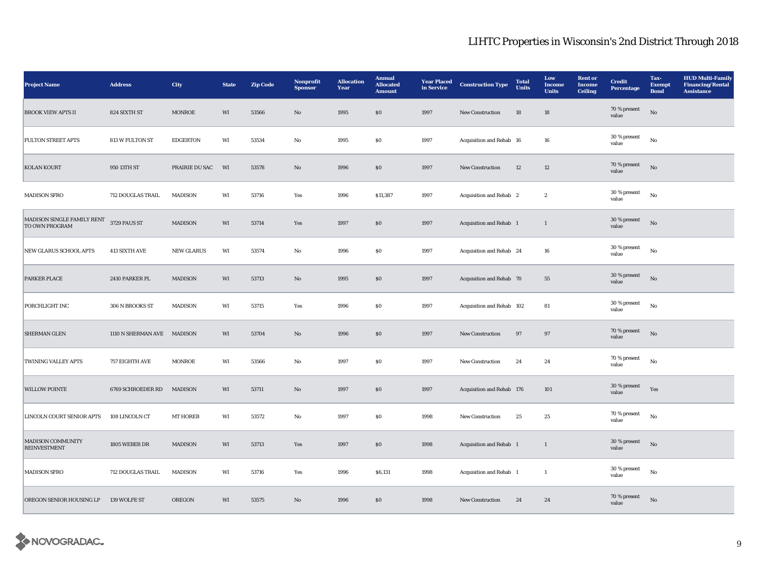# LIHTC Properties in Wisconsin's 2nd District Through 2018

| Project Name | Address | City | State | Zip Code | Nonprofit Sponsor | Allocation Year | Annual Allocated Amount | Year Placed in Service | Construction Type | Total Units | Low Income Units | Rent or Income Ceiling | Credit Percentage | Tax-Exempt Bond | HUD Multi-Family Financing/Rental Assistance |
|---|---|---|---|---|---|---|---|---|---|---|---|---|---|---|---|
| BROOK VIEW APTS II | 824 SIXTH ST | MONROE | WI | 53566 | No | 1995 | $0 | 1997 | New Construction | 18 | 18 | | 70 % present value | No | |
| FULTON STREET APTS | 813 W FULTON ST | EDGERTON | WI | 53534 | No | 1995 | $0 | 1997 | Acquisition and Rehab | 16 | 16 | | 30 % present value | No | |
| KOLAN KOURT | 950 13TH ST | PRAIRIE DU SAC | WI | 53578 | No | 1996 | $0 | 1997 | New Construction | 12 | 12 | | 70 % present value | No | |
| MADISON SFRO | 712 DOUGLAS TRAIL | MADISON | WI | 53716 | Yes | 1996 | $11,387 | 1997 | Acquisition and Rehab | 2 | 2 | | 30 % present value | No | |
| MADISON SINGLE FAMILY RENT TO OWN PROGRAM | 3729 PAUS ST | MADISON | WI | 53714 | Yes | 1997 | $0 | 1997 | Acquisition and Rehab | 1 | 1 | | 30 % present value | No | |
| NEW GLARUS SCHOOL APTS | 413 SIXTH AVE | NEW GLARUS | WI | 53574 | No | 1996 | $0 | 1997 | Acquisition and Rehab | 24 | 16 | | 30 % present value | No | |
| PARKER PLACE | 2410 PARKER PL | MADISON | WI | 53713 | No | 1995 | $0 | 1997 | Acquisition and Rehab | 70 | 55 | | 30 % present value | No | |
| PORCHLIGHT INC | 306 N BROOKS ST | MADISON | WI | 53715 | Yes | 1996 | $0 | 1997 | Acquisition and Rehab | 102 | 81 | | 30 % present value | No | |
| SHERMAN GLEN | 1110 N SHERMAN AVE | MADISON | WI | 53704 | No | 1996 | $0 | 1997 | New Construction | 97 | 97 | | 70 % present value | No | |
| TWINING VALLEY APTS | 757 EIGHTH AVE | MONROE | WI | 53566 | No | 1997 | $0 | 1997 | New Construction | 24 | 24 | | 70 % present value | No | |
| WILLOW POINTE | 6769 SCHROEDER RD | MADISON | WI | 53711 | No | 1997 | $0 | 1997 | Acquisition and Rehab | 176 | 101 | | 30 % present value | Yes | |
| LINCOLN COURT SENIOR APTS | 108 LINCOLN CT | MT HOREB | WI | 53572 | No | 1997 | $0 | 1998 | New Construction | 25 | 25 | | 70 % present value | No | |
| MADISON COMMUNITY REINVESTMENT | 1805 WEBER DR | MADISON | WI | 53713 | Yes | 1997 | $0 | 1998 | Acquisition and Rehab | 1 | 1 | | 30 % present value | No | |
| MADISON SFRO | 712 DOUGLAS TRAIL | MADISON | WI | 53716 | Yes | 1996 | $6,131 | 1998 | Acquisition and Rehab | 1 | 1 | | 30 % present value | No | |
| OREGON SENIOR HOUSING LP | 139 WOLFE ST | OREGON | WI | 53575 | No | 1996 | $0 | 1998 | New Construction | 24 | 24 | | 70 % present value | No | |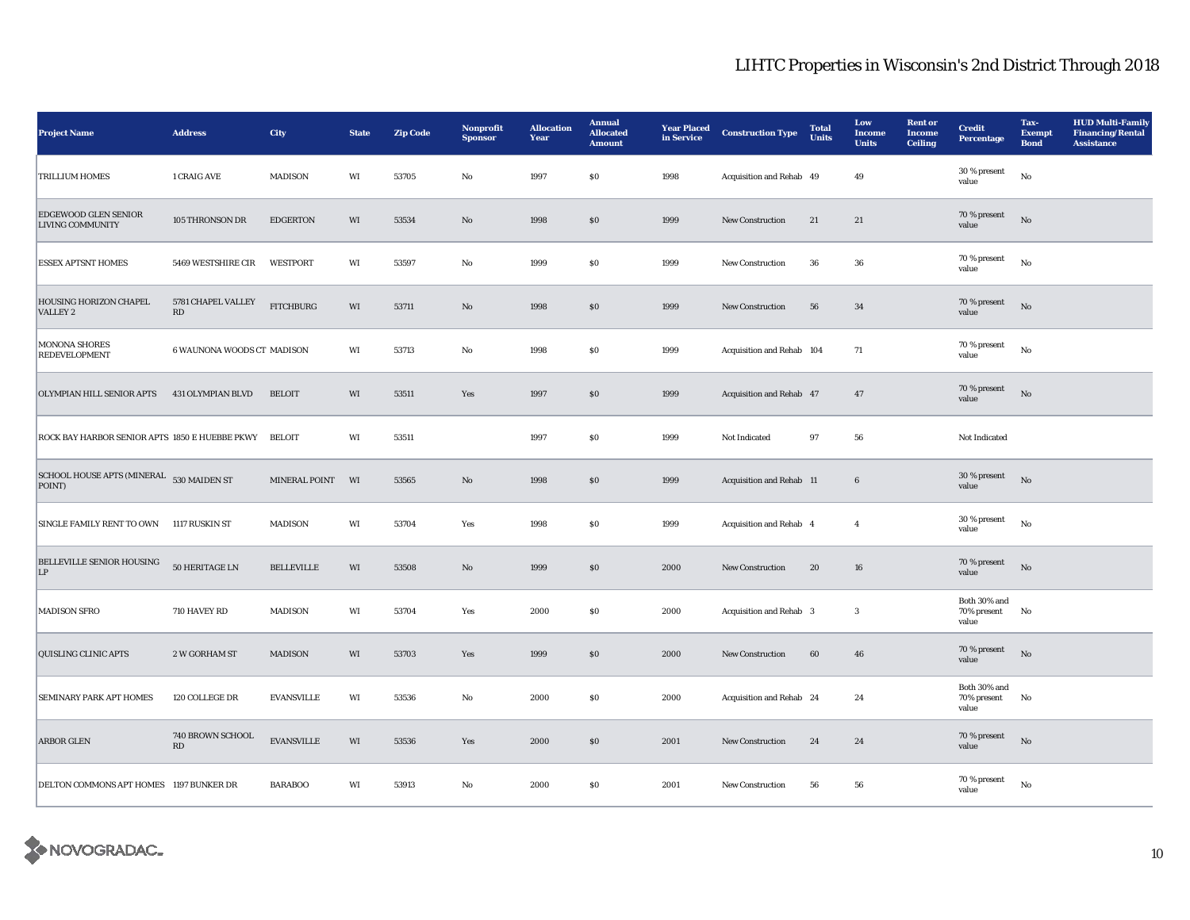# LIHTC Properties in Wisconsin's 2nd District Through 2018

| Project Name | Address | City | State | Zip Code | Nonprofit Sponsor | Allocation Year | Annual Allocated Amount | Year Placed in Service | Construction Type | Total Units | Low Income Units | Rent or Income Ceiling | Credit Percentage | Tax-Exempt Bond | HUD Multi-Family Financing/Rental Assistance |
|---|---|---|---|---|---|---|---|---|---|---|---|---|---|---|---|
| TRILLIUM HOMES | 1 CRAIG AVE | MADISON | WI | 53705 | No | 1997 | $0 | 1998 | Acquisition and Rehab | 49 | 49 | | 30 % present value | No | |
| EDGEWOOD GLEN SENIOR LIVING COMMUNITY | 105 THRONSON DR | EDGERTON | WI | 53534 | No | 1998 | $0 | 1999 | New Construction | 21 | 21 | | 70 % present value | No | |
| ESSEX APTSNT HOMES | 5469 WESTSHIRE CIR | WESTPORT | WI | 53597 | No | 1999 | $0 | 1999 | New Construction | 36 | 36 | | 70 % present value | No | |
| HOUSING HORIZON CHAPEL VALLEY 2 | 5781 CHAPEL VALLEY RD | FITCHBURG | WI | 53711 | No | 1998 | $0 | 1999 | New Construction | 56 | 34 | | 70 % present value | No | |
| MONONA SHORES REDEVELOPMENT | 6 WAUNONA WOODS CT | MADISON | WI | 53713 | No | 1998 | $0 | 1999 | Acquisition and Rehab | 104 | 71 | | 70 % present value | No | |
| OLYMPIAN HILL SENIOR APTS | 431 OLYMPIAN BLVD | BELOIT | WI | 53511 | Yes | 1997 | $0 | 1999 | Acquisition and Rehab | 47 | 47 | | 70 % present value | No | |
| ROCK BAY HARBOR SENIOR APTS | 1850 E HUEBBE PKWY | BELOIT | WI | 53511 | | 1997 | $0 | 1999 | Not Indicated | 97 | 56 | | Not Indicated | | |
| SCHOOL HOUSE APTS (MINERAL POINT) | 530 MAIDEN ST | MINERAL POINT | WI | 53565 | No | 1998 | $0 | 1999 | Acquisition and Rehab | 11 | 6 | | 30 % present value | No | |
| SINGLE FAMILY RENT TO OWN | 1117 RUSKIN ST | MADISON | WI | 53704 | Yes | 1998 | $0 | 1999 | Acquisition and Rehab | 4 | 4 | | 30 % present value | No | |
| BELLEVILLE SENIOR HOUSING LP | 50 HERITAGE LN | BELLEVILLE | WI | 53508 | No | 1999 | $0 | 2000 | New Construction | 20 | 16 | | 70 % present value | No | |
| MADISON SFRO | 710 HAVEY RD | MADISON | WI | 53704 | Yes | 2000 | $0 | 2000 | Acquisition and Rehab | 3 | 3 | | Both 30% and 70% present value | No | |
| QUISLING CLINIC APTS | 2 W GORHAM ST | MADISON | WI | 53703 | Yes | 1999 | $0 | 2000 | New Construction | 60 | 46 | | 70 % present value | No | |
| SEMINARY PARK APT HOMES | 120 COLLEGE DR | EVANSVILLE | WI | 53536 | No | 2000 | $0 | 2000 | Acquisition and Rehab | 24 | 24 | | Both 30% and 70% present value | No | |
| ARBOR GLEN | 740 BROWN SCHOOL RD | EVANSVILLE | WI | 53536 | Yes | 2000 | $0 | 2001 | New Construction | 24 | 24 | | 70 % present value | No | |
| DELTON COMMONS APT HOMES | 1197 BUNKER DR | BARABOO | WI | 53913 | No | 2000 | $0 | 2001 | New Construction | 56 | 56 | | 70 % present value | No | |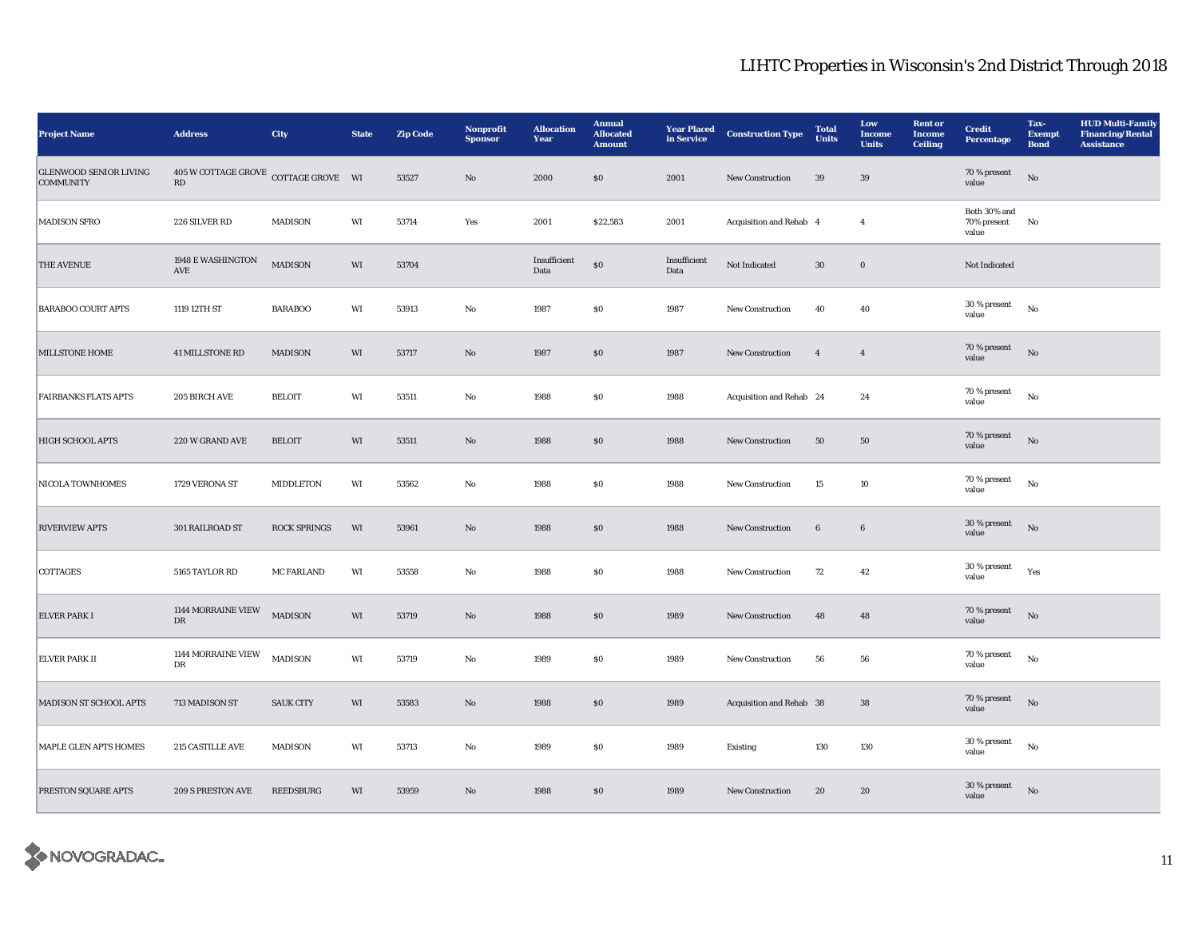# LIHTC Properties in Wisconsin's 2nd District Through 2018

| Project Name | Address | City | State | Zip Code | Nonprofit Sponsor | Allocation Year | Annual Allocated Amount | Year Placed in Service | Construction Type | Total Units | Low Income Units | Rent or Income Ceiling | Credit Percentage | Tax-Exempt Bond | HUD Multi-Family Financing/Rental Assistance |
|---|---|---|---|---|---|---|---|---|---|---|---|---|---|---|---|
| GLENWOOD SENIOR LIVING COMMUNITY | 405 W COTTAGE GROVE RD | COTTAGE GROVE | WI | 53527 | No | 2000 | $0 | 2001 | New Construction | 39 | 39 | | 70 % present value | No | |
| MADISON SFRO | 226 SILVER RD | MADISON | WI | 53714 | Yes | 2001 | $22,583 | 2001 | Acquisition and Rehab | 4 | 4 | | Both 30% and 70% present value | No | |
| THE AVENUE | 1948 E WASHINGTON AVE | MADISON | WI | 53704 | | Insufficient Data | $0 | Insufficient Data | Not Indicated | 30 | 0 | | Not Indicated | | |
| BARABOO COURT APTS | 1119 12TH ST | BARABOO | WI | 53913 | No | 1987 | $0 | 1987 | New Construction | 40 | 40 | | 30 % present value | No | |
| MILLSTONE HOME | 41 MILLSTONE RD | MADISON | WI | 53717 | No | 1987 | $0 | 1987 | New Construction | 4 | 4 | | 70 % present value | No | |
| FAIRBANKS FLATS APTS | 205 BIRCH AVE | BELOIT | WI | 53511 | No | 1988 | $0 | 1988 | Acquisition and Rehab | 24 | 24 | | 70 % present value | No | |
| HIGH SCHOOL APTS | 220 W GRAND AVE | BELOIT | WI | 53511 | No | 1988 | $0 | 1988 | New Construction | 50 | 50 | | 70 % present value | No | |
| NICOLA TOWNHOMES | 1729 VERONA ST | MIDDLETON | WI | 53562 | No | 1988 | $0 | 1988 | New Construction | 15 | 10 | | 70 % present value | No | |
| RIVERVIEW APTS | 301 RAILROAD ST | ROCK SPRINGS | WI | 53961 | No | 1988 | $0 | 1988 | New Construction | 6 | 6 | | 30 % present value | No | |
| COTTAGES | 5165 TAYLOR RD | MC FARLAND | WI | 53558 | No | 1988 | $0 | 1988 | New Construction | 72 | 42 | | 30 % present value | Yes | |
| ELVER PARK I | 1144 MORRAINE VIEW DR | MADISON | WI | 53719 | No | 1988 | $0 | 1989 | New Construction | 48 | 48 | | 70 % present value | No | |
| ELVER PARK II | 1144 MORRAINE VIEW DR | MADISON | WI | 53719 | No | 1989 | $0 | 1989 | New Construction | 56 | 56 | | 70 % present value | No | |
| MADISON ST SCHOOL APTS | 713 MADISON ST | SAUK CITY | WI | 53583 | No | 1988 | $0 | 1989 | Acquisition and Rehab | 38 | 38 | | 70 % present value | No | |
| MAPLE GLEN APTS HOMES | 215 CASTILLE AVE | MADISON | WI | 53713 | No | 1989 | $0 | 1989 | Existing | 130 | 130 | | 30 % present value | No | |
| PRESTON SQUARE APTS | 209 S PRESTON AVE | REEDSBURG | WI | 53959 | No | 1988 | $0 | 1989 | New Construction | 20 | 20 | | 30 % present value | No | |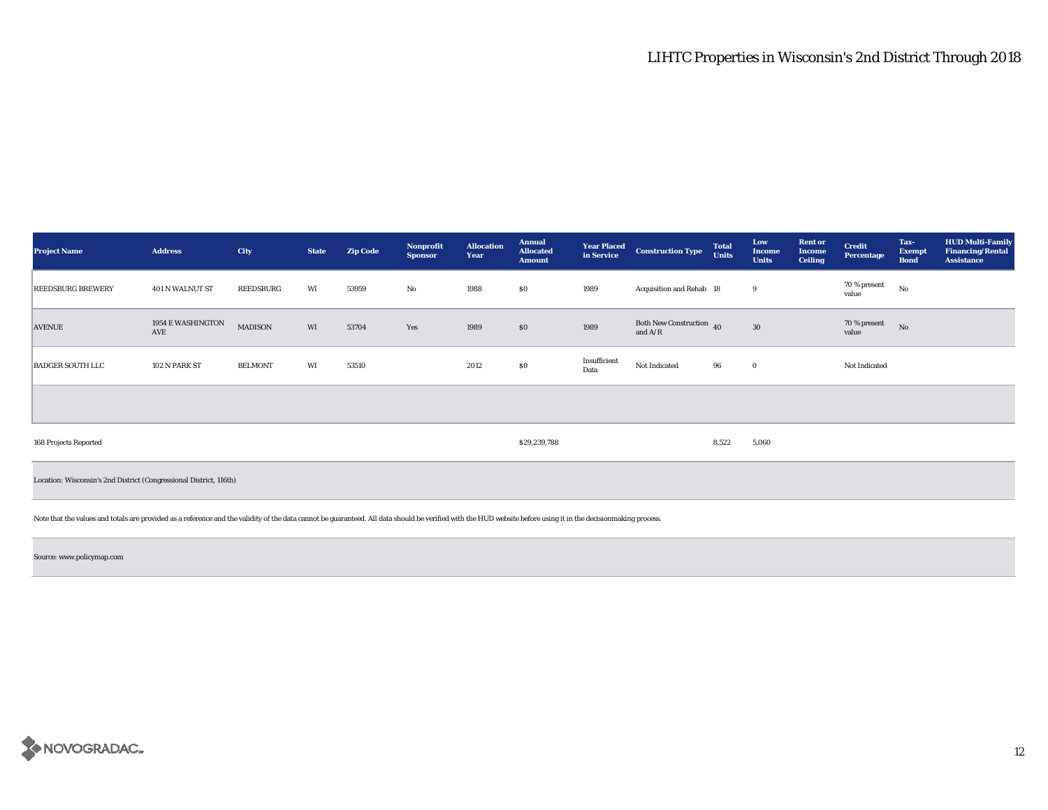# LIHTC Properties in Wisconsin's 2nd District Through 2018

| Project Name | Address | City | State | Zip Code | Nonprofit Sponsor | Allocation Year | Annual Allocated Amount | Year Placed in Service | Construction Type | Total Units | Low Income Units | Rent or Income Ceiling | Credit Percentage | Tax-Exempt Bond | HUD Multi-Family Financing/Rental Assistance |
|---|---|---|---|---|---|---|---|---|---|---|---|---|---|---|---|
| REEDSBURG BREWERY | 401 N WALNUT ST | REEDSBURG | WI | 53959 | No | 1988 | $0 | 1989 | Acquisition and Rehab | 18 | 9 | | 70 % present value | No | |
| AVENUE | 1954 E WASHINGTON AVE | MADISON | WI | 53704 | Yes | 1989 | $0 | 1989 | Both New Construction and A/R | 40 | 30 | | 70 % present value | No | |
| BADGER SOUTH LLC | 102 N PARK ST | BELMONT | WI | 53510 | | 2012 | $0 | Insufficient Data | Not Indicated | 96 | 0 | | Not Indicated | | |
| | | | | | | | | | | | | | | | |
| 168 Projects Reported | | | | | | | $29,239,788 | | | 8,522 | 5,060 | | | | |

Location: Wisconsin's 2nd District (Congressional District, 116th)

Note that the values and totals are provided as a reference and the validity of the data cannot be guaranteed. All data should be verified with the HUD website before using it in the decisionmaking process.

Source: www.policymap.com